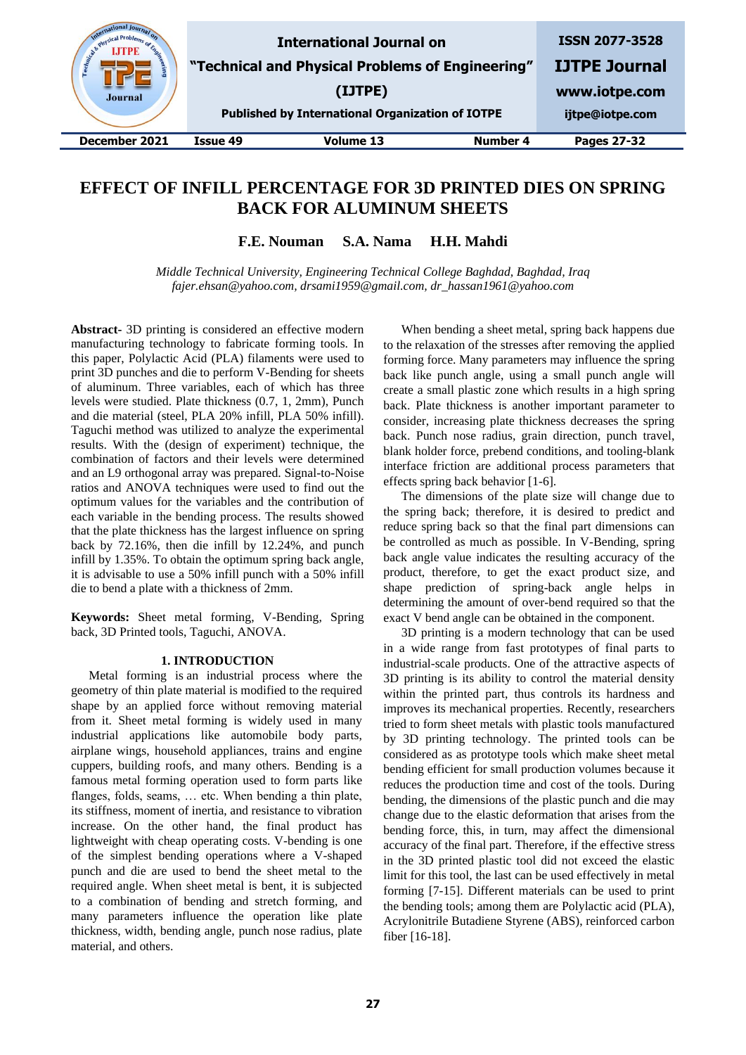# EFFECT OF INFILL PERCENTAGE FOR 3D PRINTED DIES ON SPRING BACK FOR ALUMINUM SHEETS

**F.E. Nouman S.A. Nama H.H. Mahdi**

*Middle Technical University, Engineering Technical College Baghdad, Baghdad, Iraq*
*fajer.ehsan@yahoo.com, drsami1959@gmail.com, dr_hassan1961@yahoo.com*

**Abstract-** 3D printing is considered an effective modern manufacturing technology to fabricate forming tools. In this paper, Polylactic Acid (PLA) filaments were used to print 3D punches and die to perform V-Bending for sheets of aluminum. Three variables, each of which has three levels were studied. Plate thickness (0.7, 1, 2mm), Punch and die material (steel, PLA 20% infill, PLA 50% infill). Taguchi method was utilized to analyze the experimental results. With the (design of experiment) technique, the combination of factors and their levels were determined and an L9 orthogonal array was prepared. Signal-to-Noise ratios and ANOVA techniques were used to find out the optimum values for the variables and the contribution of each variable in the bending process. The results showed that the plate thickness has the largest influence on spring back by 72.16%, then die infill by 12.24%, and punch infill by 1.35%. To obtain the optimum spring back angle, it is advisable to use a 50% infill punch with a 50% infill die to bend a plate with a thickness of 2mm.

**Keywords:** Sheet metal forming, V-Bending, Spring back, 3D Printed tools, Taguchi, ANOVA.

## 1. INTRODUCTION

Metal forming is an industrial process where the geometry of thin plate material is modified to the required shape by an applied force without removing material from it. Sheet metal forming is widely used in many industrial applications like automobile body parts, airplane wings, household appliances, trains and engine cuppers, building roofs, and many others. Bending is a famous metal forming operation used to form parts like flanges, folds, seams, … etc. When bending a thin plate, its stiffness, moment of inertia, and resistance to vibration increase. On the other hand, the final product has lightweight with cheap operating costs. V-bending is one of the simplest bending operations where a V-shaped punch and die are used to bend the sheet metal to the required angle. When sheet metal is bent, it is subjected to a combination of bending and stretch forming, and many parameters influence the operation like plate thickness, width, bending angle, punch nose radius, plate material, and others.

When bending a sheet metal, spring back happens due to the relaxation of the stresses after removing the applied forming force. Many parameters may influence the spring back like punch angle, using a small punch angle will create a small plastic zone which results in a high spring back. Plate thickness is another important parameter to consider, increasing plate thickness decreases the spring back. Punch nose radius, grain direction, punch travel, blank holder force, prebend conditions, and tooling-blank interface friction are additional process parameters that effects spring back behavior [1-6].

The dimensions of the plate size will change due to the spring back; therefore, it is desired to predict and reduce spring back so that the final part dimensions can be controlled as much as possible. In V-Bending, spring back angle value indicates the resulting accuracy of the product, therefore, to get the exact product size, and shape prediction of spring-back angle helps in determining the amount of over-bend required so that the exact V bend angle can be obtained in the component.

3D printing is a modern technology that can be used in a wide range from fast prototypes of final parts to industrial-scale products. One of the attractive aspects of 3D printing is its ability to control the material density within the printed part, thus controls its hardness and improves its mechanical properties. Recently, researchers tried to form sheet metals with plastic tools manufactured by 3D printing technology. The printed tools can be considered as as prototype tools which make sheet metal bending efficient for small production volumes because it reduces the production time and cost of the tools. During bending, the dimensions of the plastic punch and die may change due to the elastic deformation that arises from the bending force, this, in turn, may affect the dimensional accuracy of the final part. Therefore, if the effective stress in the 3D printed plastic tool did not exceed the elastic limit for this tool, the last can be used effectively in metal forming [7-15]. Different materials can be used to print the bending tools; among them are Polylactic acid (PLA), Acrylonitrile Butadiene Styrene (ABS), reinforced carbon fiber [16-18].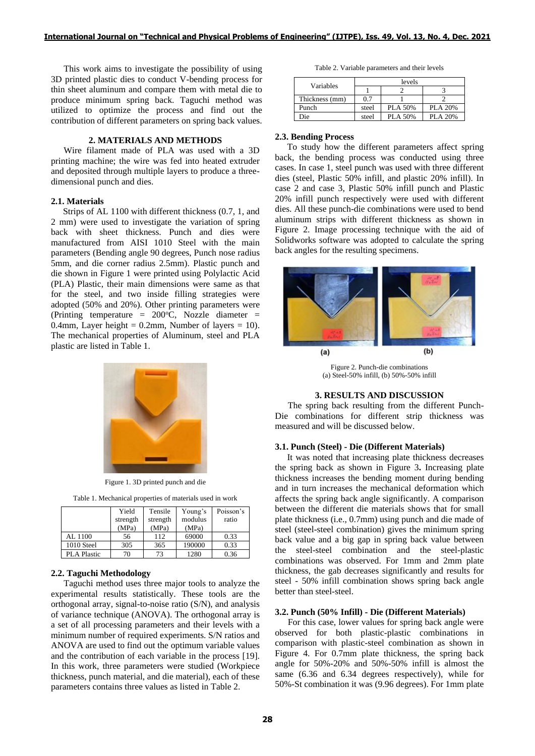This work aims to investigate the possibility of using 3D printed plastic dies to conduct V-bending process for thin sheet aluminum and compare them with metal die to produce minimum spring back. Taguchi method was utilized to optimize the process and find out the contribution of different parameters on spring back values.

## 2. MATERIALS AND METHODS

Wire filament made of PLA was used with a 3D printing machine; the wire was fed into heated extruder and deposited through multiple layers to produce a three-dimensional punch and dies.

### 2.1. Materials

Strips of AL 1100 with different thickness (0.7, 1, and 2 mm) were used to investigate the variation of spring back with sheet thickness. Punch and dies were manufactured from AISI 1010 Steel with the main parameters (Bending angle 90 degrees, Punch nose radius 5mm, and die corner radius 2.5mm). Plastic punch and die shown in Figure 1 were printed using Polylactic Acid (PLA) Plastic, their main dimensions were same as that for the steel, and two inside filling strategies were adopted (50% and 20%). Other printing parameters were (Printing temperature = 200°C, Nozzle diameter = 0.4mm, Layer height = 0.2mm, Number of layers = 10). The mechanical properties of Aluminum, steel and PLA plastic are listed in Table 1.

Figure 1. 3D printed punch and die

Table 1. Mechanical properties of materials used in work

| | Yield strength (MPa) | Tensile strength (MPa) | Young's modulus (MPa) | Poisson's ratio |
|---|---|---|---|---|
| AL 1100 | 56 | 112 | 69000 | 0.33 |
| 1010 Steel | 305 | 365 | 190000 | 0.33 |
| PLA Plastic | 70 | 73 | 1280 | 0.36 |

### 2.2. Taguchi Methodology

Taguchi method uses three major tools to analyze the experimental results statistically. These tools are the orthogonal array, signal-to-noise ratio (S/N), and analysis of variance technique (ANOVA). The orthogonal array is a set of all processing parameters and their levels with a minimum number of required experiments. S/N ratios and ANOVA are used to find out the optimum variable values and the contribution of each variable in the process [19]. In this work, three parameters were studied (Workpiece thickness, punch material, and die material), each of these parameters contains three values as listed in Table 2.

Table 2. Variable parameters and their levels

| Variables | levels | | |
|---|---|---|---|
| | 1 | 2 | 3 |
| Thickness (mm) | 0.7 | 1 | 2 |
| Punch | steel | PLA 50% | PLA 20% |
| Die | steel | PLA 50% | PLA 20% |

### 2.3. Bending Process

To study how the different parameters affect spring back, the bending process was conducted using three cases. In case 1, steel punch was used with three different dies (steel, Plastic 50% infill, and plastic 20% infill). In case 2 and case 3, Plastic 50% infill punch and Plastic 20% infill punch respectively were used with different dies. All these punch-die combinations were used to bend aluminum strips with different thickness as shown in Figure 2. Image processing technique with the aid of Solidworks software was adopted to calculate the spring back angles for the resulting specimens.

Figure 2. Punch-die combinations
(a) Steel-50% infill, (b) 50%-50% infill

## 3. RESULTS AND DISCUSSION

The spring back resulting from the different Punch-Die combinations for different strip thickness was measured and will be discussed below.

### 3.1. Punch (Steel) - Die (Different Materials)

It was noted that increasing plate thickness decreases the spring back as shown in Figure 3**.** Increasing plate thickness increases the bending moment during bending and in turn increases the mechanical deformation which affects the spring back angle significantly. A comparison between the different die materials shows that for small plate thickness (i.e., 0.7mm) using punch and die made of steel (steel-steel combination) gives the minimum spring back value and a big gap in spring back value between the steel-steel combination and the steel-plastic combinations was observed. For 1mm and 2mm plate thickness, the gab decreases significantly and results for steel - 50% infill combination shows spring back angle better than steel-steel.

### 3.2. Punch (50% Infill) - Die (Different Materials)

For this case, lower values for spring back angle were observed for both plastic-plastic combinations in comparison with plastic-steel combination as shown in Figure 4. For 0.7mm plate thickness, the spring back angle for 50%-20% and 50%-50% infill is almost the same (6.36 and 6.34 degrees respectively), while for 50%-St combination it was (9.96 degrees). For 1mm plate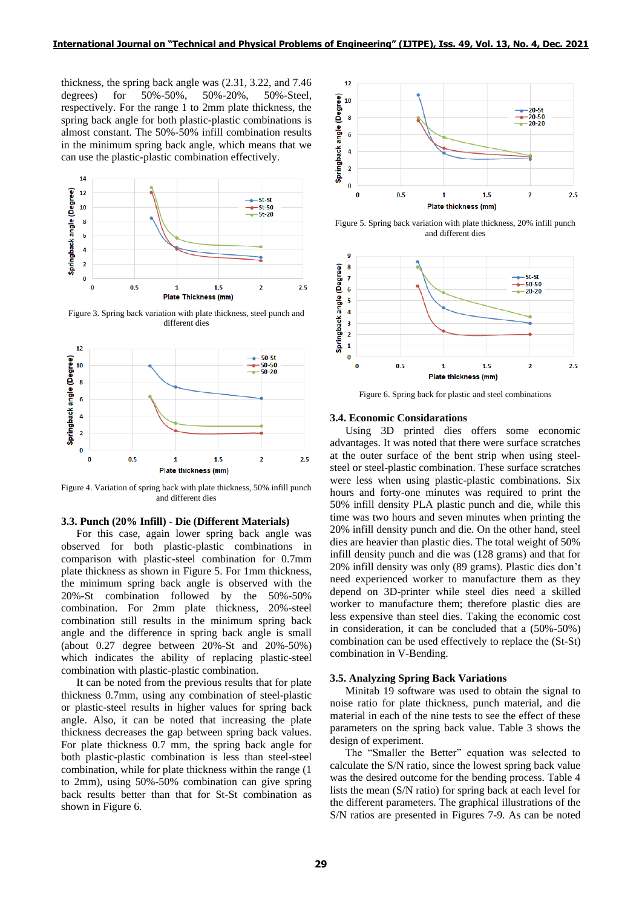thickness, the spring back angle was (2.31, 3.22, and 7.46 degrees) for 50%-50%, 50%-20%, 50%-Steel, respectively. For the range 1 to 2mm plate thickness, the spring back angle for both plastic-plastic combinations is almost constant. The 50%-50% infill combination results in the minimum spring back angle, which means that we can use the plastic-plastic combination effectively.

Figure 3. Spring back variation with plate thickness, steel punch and different dies

Figure 4. Variation of spring back with plate thickness, 50% infill punch and different dies

### 3.3. Punch (20% Infill) - Die (Different Materials)

For this case, again lower spring back angle was observed for both plastic-plastic combinations in comparison with plastic-steel combination for 0.7mm plate thickness as shown in Figure 5. For 1mm thickness, the minimum spring back angle is observed with the 20%-St combination followed by the 50%-50% combination. For 2mm plate thickness, 20%-steel combination still results in the minimum spring back angle and the difference in spring back angle is small (about 0.27 degree between 20%-St and 20%-50%) which indicates the ability of replacing plastic-steel combination with plastic-plastic combination.

It can be noted from the previous results that for plate thickness 0.7mm, using any combination of steel-plastic or plastic-steel results in higher values for spring back angle. Also, it can be noted that increasing the plate thickness decreases the gap between spring back values. For plate thickness 0.7 mm, the spring back angle for both plastic-plastic combination is less than steel-steel combination, while for plate thickness within the range (1 to 2mm), using 50%-50% combination can give spring back results better than that for St-St combination as shown in Figure 6.

Figure 5. Spring back variation with plate thickness, 20% infill punch and different dies

Figure 6. Spring back for plastic and steel combinations

### 3.4. Economic Considarations

Using 3D printed dies offers some economic advantages. It was noted that there were surface scratches at the outer surface of the bent strip when using steel-steel or steel-plastic combination. These surface scratches were less when using plastic-plastic combinations. Six hours and forty-one minutes was required to print the 50% infill density PLA plastic punch and die, while this time was two hours and seven minutes when printing the 20% infill density punch and die. On the other hand, steel dies are heavier than plastic dies. The total weight of 50% infill density punch and die was (128 grams) and that for 20% infill density was only (89 grams). Plastic dies don't need experienced worker to manufacture them as they depend on 3D-printer while steel dies need a skilled worker to manufacture them; therefore plastic dies are less expensive than steel dies. Taking the economic cost in consideration, it can be concluded that a (50%-50%) combination can be used effectively to replace the (St-St) combination in V-Bending.

### 3.5. Analyzing Spring Back Variations

Minitab 19 software was used to obtain the signal to noise ratio for plate thickness, punch material, and die material in each of the nine tests to see the effect of these parameters on the spring back value. Table 3 shows the design of experiment.

The "Smaller the Better" equation was selected to calculate the S/N ratio, since the lowest spring back value was the desired outcome for the bending process. Table 4 lists the mean (S/N ratio) for spring back at each level for the different parameters. The graphical illustrations of the S/N ratios are presented in Figures 7-9. As can be noted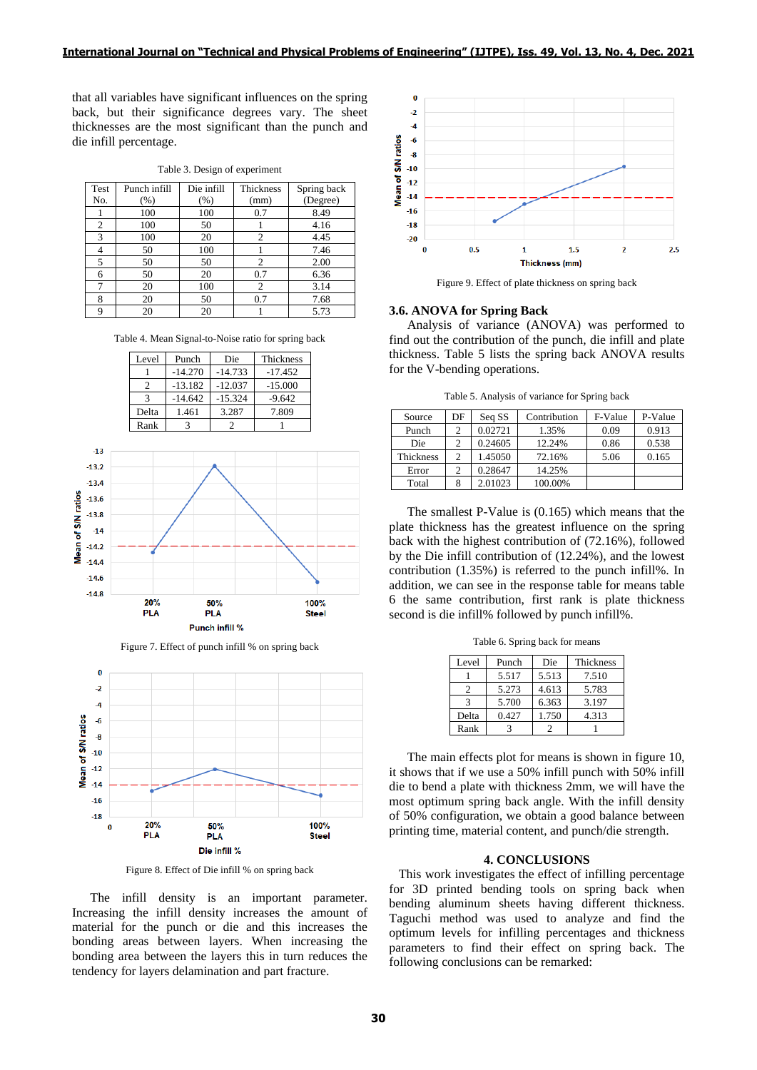that all variables have significant influences on the spring back, but their significance degrees vary. The sheet thicknesses are the most significant than the punch and die infill percentage.

Table 3. Design of experiment

| Test No. | Punch infill (%) | Die infill (%) | Thickness (mm) | Spring back (Degree) |
|---|---|---|---|---|
| 1 | 100 | 100 | 0.7 | 8.49 |
| 2 | 100 | 50 | 1 | 4.16 |
| 3 | 100 | 20 | 2 | 4.45 |
| 4 | 50 | 100 | 1 | 7.46 |
| 5 | 50 | 50 | 2 | 2.00 |
| 6 | 50 | 20 | 0.7 | 6.36 |
| 7 | 20 | 100 | 2 | 3.14 |
| 8 | 20 | 50 | 0.7 | 7.68 |
| 9 | 20 | 20 | 1 | 5.73 |

Table 4. Mean Signal-to-Noise ratio for spring back

| Level | Punch | Die | Thickness |
|---|---|---|---|
| 1 | -14.270 | -14.733 | -17.452 |
| 2 | -13.182 | -12.037 | -15.000 |
| 3 | -14.642 | -15.324 | -9.642 |
| Delta | 1.461 | 3.287 | 7.809 |
| Rank | 3 | 2 | 1 |

Figure 7. Effect of punch infill % on spring back

Figure 8. Effect of Die infill % on spring back

The infill density is an important parameter. Increasing the infill density increases the amount of material for the punch or die and this increases the bonding areas between layers. When increasing the bonding area between the layers this in turn reduces the tendency for layers delamination and part fracture.

Figure 9. Effect of plate thickness on spring back

### 3.6. ANOVA for Spring Back

Analysis of variance (ANOVA) was performed to find out the contribution of the punch, die infill and plate thickness. Table 5 lists the spring back ANOVA results for the V-bending operations.

Table 5. Analysis of variance for Spring back

| Source | DF | Seq SS | Contribution | F-Value | P-Value |
|---|---|---|---|---|---|
| Punch | 2 | 0.02721 | 1.35% | 0.09 | 0.913 |
| Die | 2 | 0.24605 | 12.24% | 0.86 | 0.538 |
| Thickness | 2 | 1.45050 | 72.16% | 5.06 | 0.165 |
| Error | 2 | 0.28647 | 14.25% | | |
| Total | 8 | 2.01023 | 100.00% | | |

The smallest P-Value is (0.165) which means that the plate thickness has the greatest influence on the spring back with the highest contribution of (72.16%), followed by the Die infill contribution of (12.24%), and the lowest contribution (1.35%) is referred to the punch infill%. In addition, we can see in the response table for means table 6 the same contribution, first rank is plate thickness second is die infill% followed by punch infill%.

Table 6. Spring back for means

| Level | Punch | Die | Thickness |
|---|---|---|---|
| 1 | 5.517 | 5.513 | 7.510 |
| 2 | 5.273 | 4.613 | 5.783 |
| 3 | 5.700 | 6.363 | 3.197 |
| Delta | 0.427 | 1.750 | 4.313 |
| Rank | 3 | 2 | 1 |

The main effects plot for means is shown in figure 10, it shows that if we use a 50% infill punch with 50% infill die to bend a plate with thickness 2mm, we will have the most optimum spring back angle. With the infill density of 50% configuration, we obtain a good balance between printing time, material content, and punch/die strength.

## 4. CONCLUSIONS

This work investigates the effect of infilling percentage for 3D printed bending tools on spring back when bending aluminum sheets having different thickness. Taguchi method was used to analyze and find the optimum levels for infilling percentages and thickness parameters to find their effect on spring back. The following conclusions can be remarked: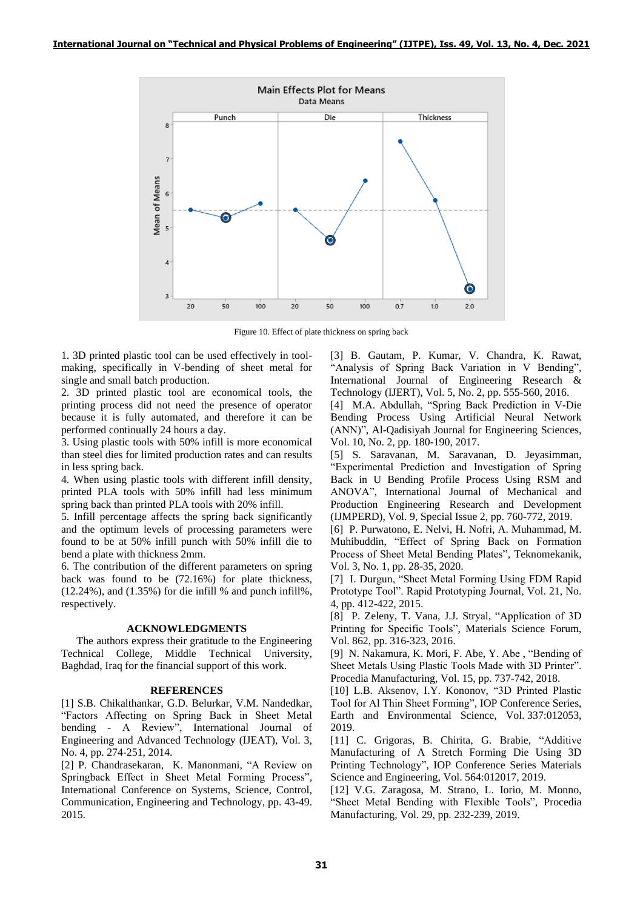Figure 10. Effect of plate thickness on spring back

1. 3D printed plastic tool can be used effectively in tool-making, specifically in V-bending of sheet metal for single and small batch production.
2. 3D printed plastic tool are economical tools, the printing process did not need the presence of operator because it is fully automated, and therefore it can be performed continually 24 hours a day.
3. Using plastic tools with 50% infill is more economical than steel dies for limited production rates and can results in less spring back.
4. When using plastic tools with different infill density, printed PLA tools with 50% infill had less minimum spring back than printed PLA tools with 20% infill.
5. Infill percentage affects the spring back significantly and the optimum levels of processing parameters were found to be at 50% infill punch with 50% infill die to bend a plate with thickness 2mm.
6. The contribution of the different parameters on spring back was found to be (72.16%) for plate thickness, (12.24%), and (1.35%) for die infill % and punch infill%, respectively.

## ACKNOWLEDGMENTS

The authors express their gratitude to the Engineering Technical College, Middle Technical University, Baghdad, Iraq for the financial support of this work.

## REFERENCES

[1] S.B. Chikalthankar, G.D. Belurkar, V.M. Nandedkar, "Factors Affecting on Spring Back in Sheet Metal bending - A Review", International Journal of Engineering and Advanced Technology (IJEAT), Vol. 3, No. 4, pp. 274-251, 2014.

[2] P. Chandrasekaran, K. Manonmani, "A Review on Springback Effect in Sheet Metal Forming Process", International Conference on Systems, Science, Control, Communication, Engineering and Technology, pp. 43-49. 2015.

[3] B. Gautam, P. Kumar, V. Chandra, K. Rawat, "Analysis of Spring Back Variation in V Bending", International Journal of Engineering Research & Technology (IJERT), Vol. 5, No. 2, pp. 555-560, 2016.

[4] M.A. Abdullah, "Spring Back Prediction in V-Die Bending Process Using Artificial Neural Network (ANN)", Al-Qadisiyah Journal for Engineering Sciences, Vol. 10, No. 2, pp. 180-190, 2017.

[5] S. Saravanan, M. Saravanan, D. Jeyasimman, "Experimental Prediction and Investigation of Spring Back in U Bending Profile Process Using RSM and ANOVA", International Journal of Mechanical and Production Engineering Research and Development (IJMPERD), Vol. 9, Special Issue 2, pp. 760-772, 2019.

[6] P. Purwatono, E. Nelvi, H. Nofri, A. Muhammad, M. Muhibuddin, "Effect of Spring Back on Formation Process of Sheet Metal Bending Plates", Teknomekanik, Vol. 3, No. 1, pp. 28-35, 2020.

[7] I. Durgun, "Sheet Metal Forming Using FDM Rapid Prototype Tool". Rapid Prototyping Journal, Vol. 21, No. 4, pp. 412-422, 2015.

[8] P. Zeleny, T. Vana, J.J. Stryal, "Application of 3D Printing for Specific Tools", Materials Science Forum, Vol. 862, pp. 316-323, 2016.

[9] N. Nakamura, K. Mori, F. Abe, Y. Abe , "Bending of Sheet Metals Using Plastic Tools Made with 3D Printer". Procedia Manufacturing, Vol. 15, pp. 737-742, 2018.

[10] L.B. Aksenov, I.Y. Kononov, "3D Printed Plastic Tool for Al Thin Sheet Forming", IOP Conference Series, Earth and Environmental Science, Vol. 337:012053, 2019.

[11] C. Grigoras, B. Chirita, G. Brabie, "Additive Manufacturing of A Stretch Forming Die Using 3D Printing Technology", IOP Conference Series Materials Science and Engineering, Vol. 564:012017, 2019.

[12] V.G. Zaragosa, M. Strano, L. Iorio, M. Monno, "Sheet Metal Bending with Flexible Tools", Procedia Manufacturing, Vol. 29, pp. 232-239, 2019.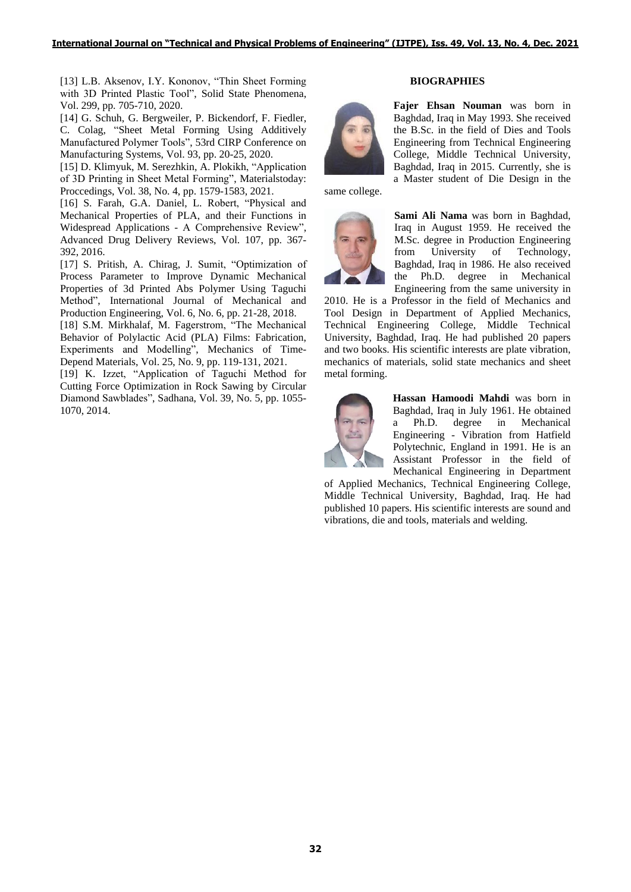[13] L.B. Aksenov, I.Y. Kononov, "Thin Sheet Forming with 3D Printed Plastic Tool", Solid State Phenomena, Vol. 299, pp. 705-710, 2020.

[14] G. Schuh, G. Bergweiler, P. Bickendorf, F. Fiedler, C. Colag, "Sheet Metal Forming Using Additively Manufactured Polymer Tools", 53rd CIRP Conference on Manufacturing Systems, Vol. 93, pp. 20-25, 2020.

[15] D. Klimyuk, M. Serezhkin, A. Plokikh, "Application of 3D Printing in Sheet Metal Forming", Materialstoday: Proccedings, Vol. 38, No. 4, pp. 1579-1583, 2021.

[16] S. Farah, G.A. Daniel, L. Robert, "Physical and Mechanical Properties of PLA, and their Functions in Widespread Applications - A Comprehensive Review", Advanced Drug Delivery Reviews, Vol. 107, pp. 367-392, 2016.

[17] S. Pritish, A. Chirag, J. Sumit, "Optimization of Process Parameter to Improve Dynamic Mechanical Properties of 3d Printed Abs Polymer Using Taguchi Method", International Journal of Mechanical and Production Engineering, Vol. 6, No. 6, pp. 21-28, 2018.

[18] S.M. Mirkhalaf, M. Fagerstrom, "The Mechanical Behavior of Polylactic Acid (PLA) Films: Fabrication, Experiments and Modelling", Mechanics of Time-Depend Materials, Vol. 25, No. 9, pp. 119-131, 2021.

[19] K. Izzet, "Application of Taguchi Method for Cutting Force Optimization in Rock Sawing by Circular Diamond Sawblades", Sadhana, Vol. 39, No. 5, pp. 1055-1070, 2014.

## BIOGRAPHIES

**Fajer Ehsan Nouman** was born in Baghdad, Iraq in May 1993. She received the B.Sc. in the field of Dies and Tools Engineering from Technical Engineering College, Middle Technical University, Baghdad, Iraq in 2015. Currently, she is a Master student of Die Design in the same college.

**Sami Ali Nama** was born in Baghdad, Iraq in August 1959. He received the M.Sc. degree in Production Engineering from University of Technology, Baghdad, Iraq in 1986. He also received the Ph.D. degree in Mechanical Engineering from the same university in 2010. He is a Professor in the field of Mechanics and Tool Design in Department of Applied Mechanics, Technical Engineering College, Middle Technical University, Baghdad, Iraq. He had published 20 papers and two books. His scientific interests are plate vibration, mechanics of materials, solid state mechanics and sheet metal forming.

**Hassan Hamoodi Mahdi** was born in Baghdad, Iraq in July 1961. He obtained a Ph.D. degree in Mechanical Engineering - Vibration from Hatfield Polytechnic, England in 1991. He is an Assistant Professor in the field of Mechanical Engineering in Department of Applied Mechanics, Technical Engineering College, Middle Technical University, Baghdad, Iraq. He had published 10 papers. His scientific interests are sound and vibrations, die and tools, materials and welding.